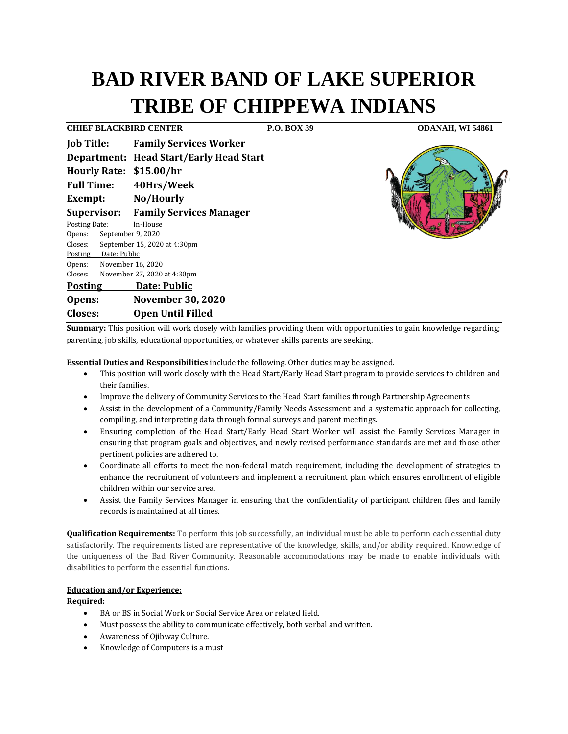# BAD RIVER BAND OF LAKE SUPERIOR TRIBE OF CHIPPEWA INDIANS

**CHIEF BLACKBIRD CENTER** **P.O. BOX 39** **ODANAH, WI 54861**

**Job Title:** **Family Services Worker**
**Department:** **Head Start/Early Head Start**
**Hourly Rate:** **$15.00/hr**
**Full Time:** **40Hrs/Week**
**Exempt:** **No/Hourly**
**Supervisor:** **Family Services Manager**

Posting Date: In-House
Opens: September 9, 2020
Closes: September 15, 2020 at 4:30pm
Posting Date: Public
Opens: November 16, 2020
Closes: November 27, 2020 at 4:30pm

**Posting Date: Public**
**Opens: November 30, 2020**
**Closes: Open Until Filled**

**Summary:** This position will work closely with families providing them with opportunities to gain knowledge regarding; parenting, job skills, educational opportunities, or whatever skills parents are seeking.

**Essential Duties and Responsibilities** include the following. Other duties may be assigned.

- This position will work closely with the Head Start/Early Head Start program to provide services to children and their families.
- Improve the delivery of Community Services to the Head Start families through Partnership Agreements
- Assist in the development of a Community/Family Needs Assessment and a systematic approach for collecting, compiling, and interpreting data through formal surveys and parent meetings.
- Ensuring completion of the Head Start/Early Head Start Worker will assist the Family Services Manager in ensuring that program goals and objectives, and newly revised performance standards are met and those other pertinent policies are adhered to.
- Coordinate all efforts to meet the non-federal match requirement, including the development of strategies to enhance the recruitment of volunteers and implement a recruitment plan which ensures enrollment of eligible children within our service area.
- Assist the Family Services Manager in ensuring that the confidentiality of participant children files and family records is maintained at all times.

**Qualification Requirements:** To perform this job successfully, an individual must be able to perform each essential duty satisfactorily. The requirements listed are representative of the knowledge, skills, and/or ability required. Knowledge of the uniqueness of the Bad River Community. Reasonable accommodations may be made to enable individuals with disabilities to perform the essential functions.

**Education and/or Experience:**

**Required:**

- BA or BS in Social Work or Social Service Area or related field.
- Must possess the ability to communicate effectively, both verbal and written.
- Awareness of Ojibway Culture.
- Knowledge of Computers is a must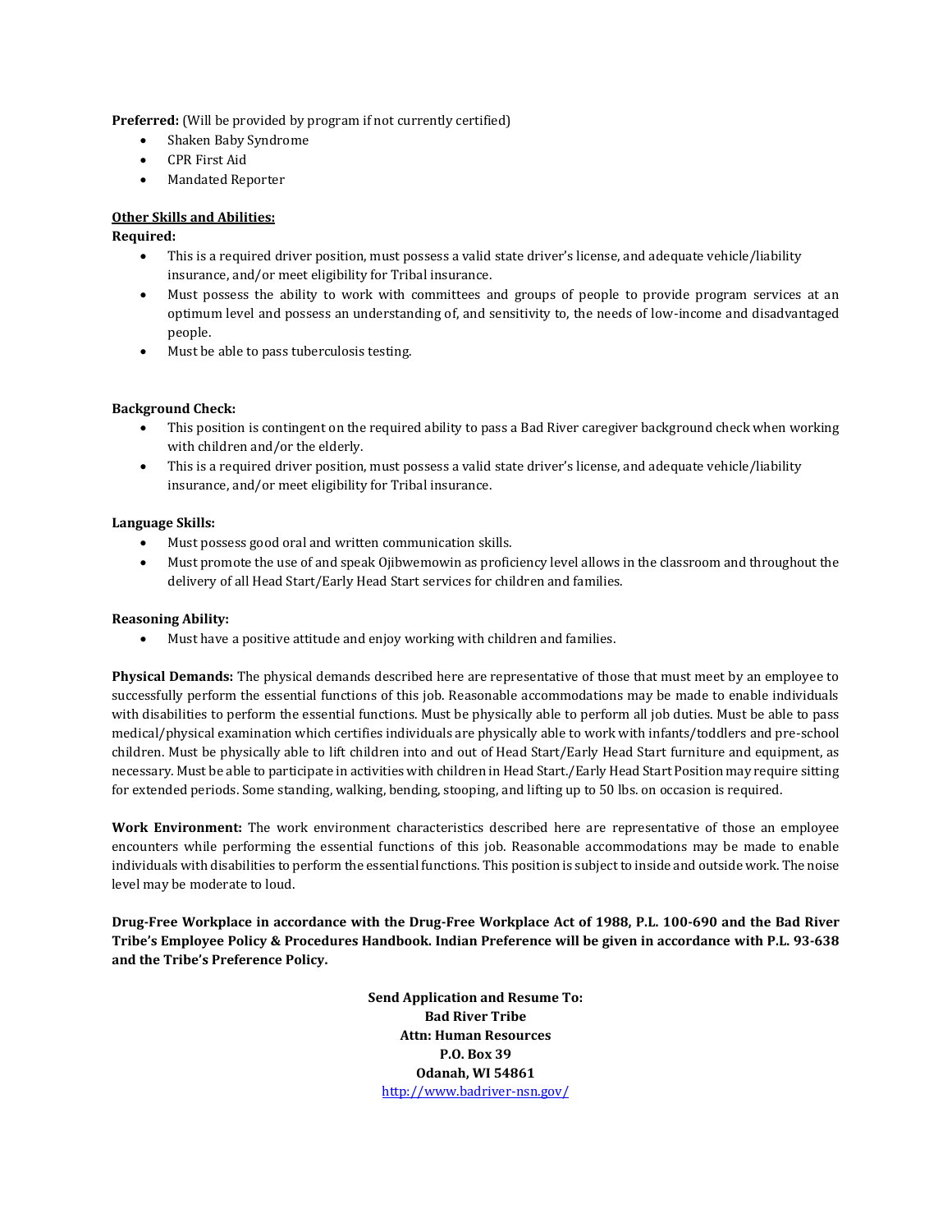**Preferred:** (Will be provided by program if not currently certified)

- Shaken Baby Syndrome
- CPR First Aid
- Mandated Reporter

**Other Skills and Abilities:**

**Required:**

- This is a required driver position, must possess a valid state driver's license, and adequate vehicle/liability insurance, and/or meet eligibility for Tribal insurance.
- Must possess the ability to work with committees and groups of people to provide program services at an optimum level and possess an understanding of, and sensitivity to, the needs of low-income and disadvantaged people.
- Must be able to pass tuberculosis testing.

**Background Check:**

- This position is contingent on the required ability to pass a Bad River caregiver background check when working with children and/or the elderly.
- This is a required driver position, must possess a valid state driver's license, and adequate vehicle/liability insurance, and/or meet eligibility for Tribal insurance.

**Language Skills:**

- Must possess good oral and written communication skills.
- Must promote the use of and speak Ojibwemowin as proficiency level allows in the classroom and throughout the delivery of all Head Start/Early Head Start services for children and families.

**Reasoning Ability:**

- Must have a positive attitude and enjoy working with children and families.

**Physical Demands:** The physical demands described here are representative of those that must meet by an employee to successfully perform the essential functions of this job. Reasonable accommodations may be made to enable individuals with disabilities to perform the essential functions. Must be physically able to perform all job duties. Must be able to pass medical/physical examination which certifies individuals are physically able to work with infants/toddlers and pre-school children. Must be physically able to lift children into and out of Head Start/Early Head Start furniture and equipment, as necessary. Must be able to participate in activities with children in Head Start./Early Head Start Position may require sitting for extended periods. Some standing, walking, bending, stooping, and lifting up to 50 lbs. on occasion is required.

**Work Environment:** The work environment characteristics described here are representative of those an employee encounters while performing the essential functions of this job. Reasonable accommodations may be made to enable individuals with disabilities to perform the essential functions. This position is subject to inside and outside work. The noise level may be moderate to loud.

**Drug-Free Workplace in accordance with the Drug-Free Workplace Act of 1988, P.L. 100-690 and the Bad River Tribe's Employee Policy & Procedures Handbook. Indian Preference will be given in accordance with P.L. 93-638 and the Tribe's Preference Policy.**

**Send Application and Resume To:**
**Bad River Tribe**
**Attn: Human Resources**
**P.O. Box 39**
**Odanah, WI 54861**
http://www.badriver-nsn.gov/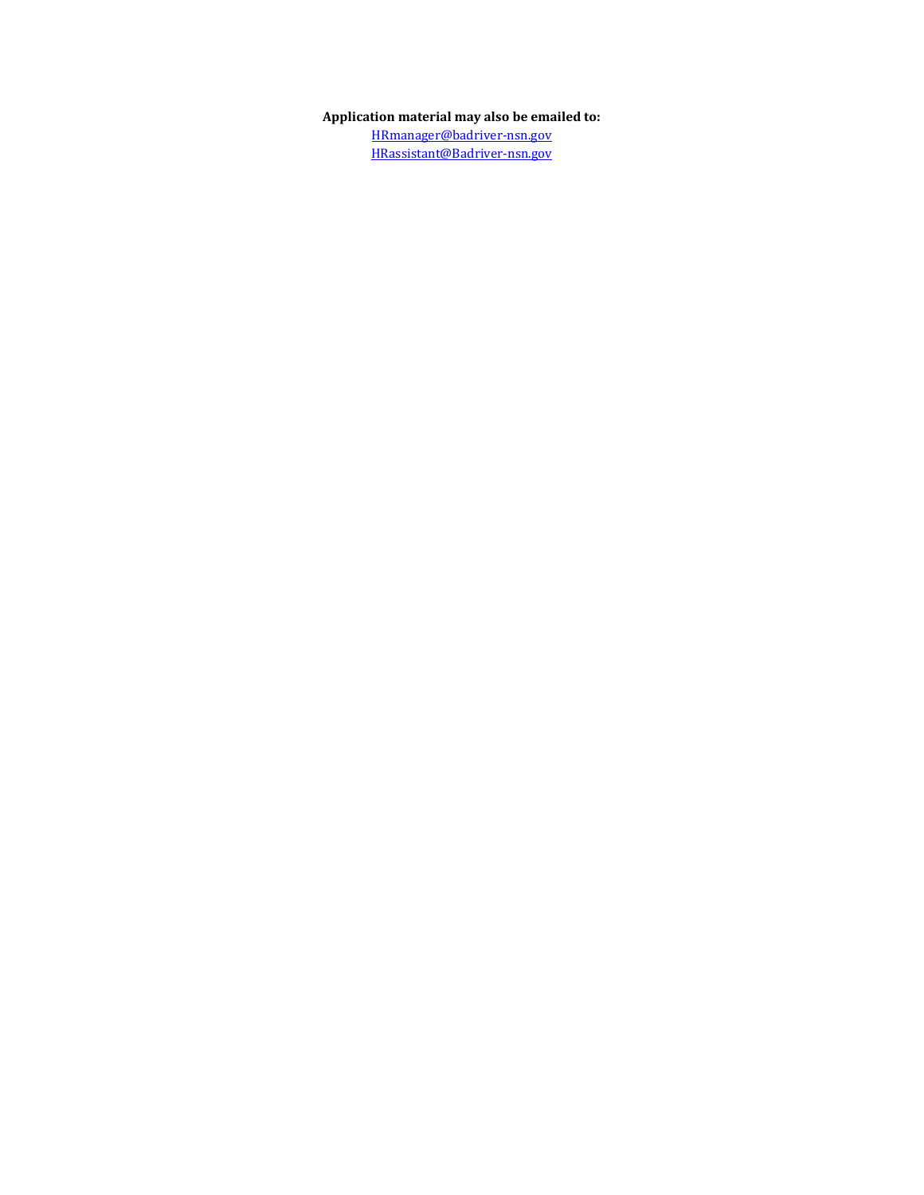**Application material may also be emailed to:**

HRmanager@badriver-nsn.gov

HRassistant@Badriver-nsn.gov